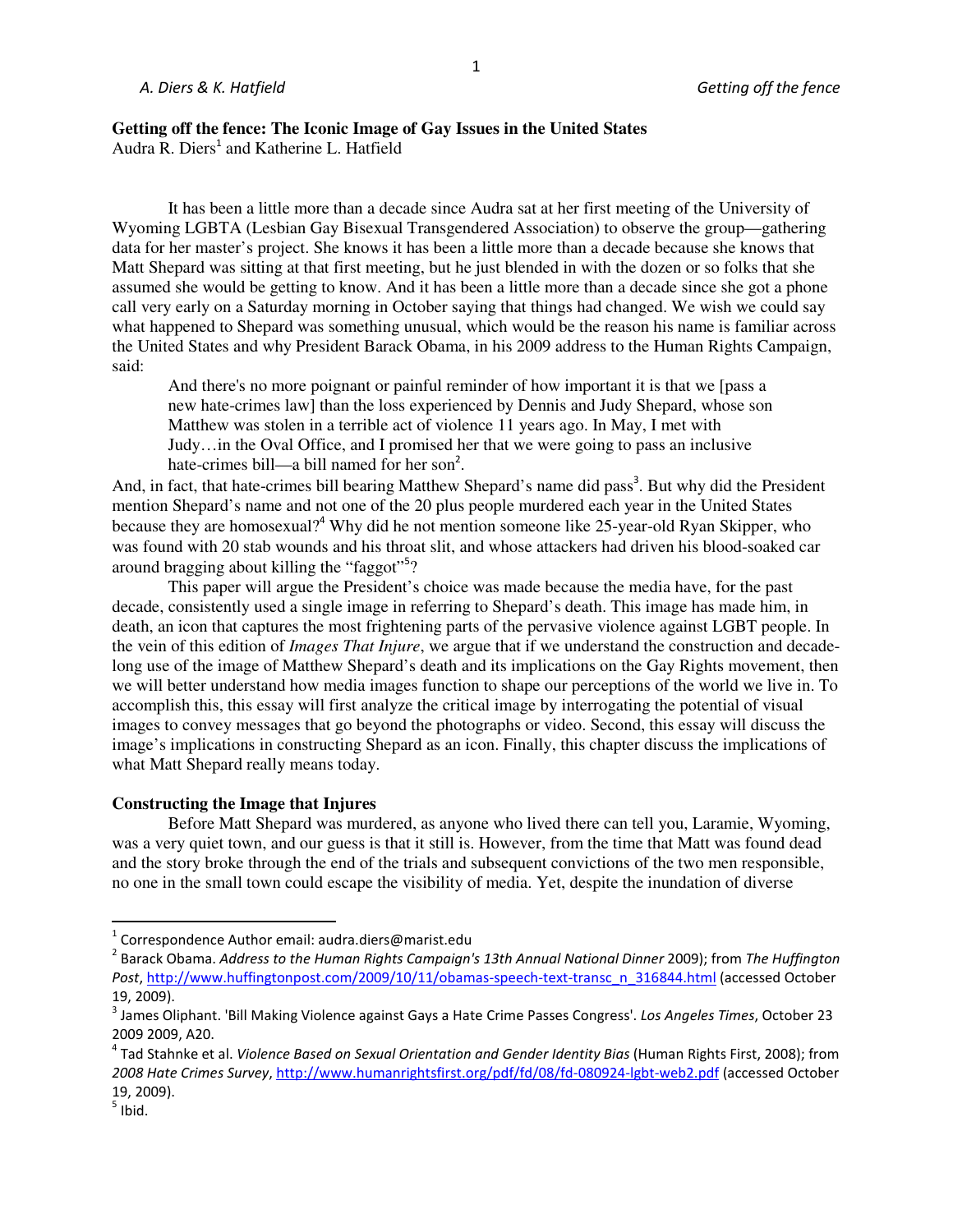**Getting off the fence: The Iconic Image of Gay Issues in the United States**
Audra R. Diers[1] and Katherine L. Hatfield

It has been a little more than a decade since Audra sat at her first meeting of the University of Wyoming LGBTA (Lesbian Gay Bisexual Transgendered Association) to observe the group—gathering data for her master's project. She knows it has been a little more than a decade because she knows that Matt Shepard was sitting at that first meeting, but he just blended in with the dozen or so folks that she assumed she would be getting to know. And it has been a little more than a decade since she got a phone call very early on a Saturday morning in October saying that things had changed. We wish we could say what happened to Shepard was something unusual, which would be the reason his name is familiar across the United States and why President Barack Obama, in his 2009 address to the Human Rights Campaign, said:

> And there's no more poignant or painful reminder of how important it is that we [pass a new hate-crimes law] than the loss experienced by Dennis and Judy Shepard, whose son Matthew was stolen in a terrible act of violence 11 years ago. In May, I met with Judy…in the Oval Office, and I promised her that we were going to pass an inclusive hate-crimes bill—a bill named for her son[2].

And, in fact, that hate-crimes bill bearing Matthew Shepard's name did pass[3]. But why did the President mention Shepard's name and not one of the 20 plus people murdered each year in the United States because they are homosexual?[4] Why did he not mention someone like 25-year-old Ryan Skipper, who was found with 20 stab wounds and his throat slit, and whose attackers had driven his blood-soaked car around bragging about killing the "faggot"[5]?

This paper will argue the President's choice was made because the media have, for the past decade, consistently used a single image in referring to Shepard's death. This image has made him, in death, an icon that captures the most frightening parts of the pervasive violence against LGBT people. In the vein of this edition of *Images That Injure*, we argue that if we understand the construction and decade-long use of the image of Matthew Shepard's death and its implications on the Gay Rights movement, then we will better understand how media images function to shape our perceptions of the world we live in. To accomplish this, this essay will first analyze the critical image by interrogating the potential of visual images to convey messages that go beyond the photographs or video. Second, this essay will discuss the image's implications in constructing Shepard as an icon. Finally, this chapter discuss the implications of what Matt Shepard really means today.

## Constructing the Image that Injures

Before Matt Shepard was murdered, as anyone who lived there can tell you, Laramie, Wyoming, was a very quiet town, and our guess is that it still is. However, from the time that Matt was found dead and the story broke through the end of the trials and subsequent convictions of the two men responsible, no one in the small town could escape the visibility of media. Yet, despite the inundation of diverse

---

[1] Correspondence Author email: audra.diers@marist.edu

[2] Barack Obama. *Address to the Human Rights Campaign's 13th Annual National Dinner* 2009); from *The Huffington Post*, http://www.huffingtonpost.com/2009/10/11/obamas-speech-text-transc_n_316844.html (accessed October 19, 2009).

[3] James Oliphant. 'Bill Making Violence against Gays a Hate Crime Passes Congress'. *Los Angeles Times*, October 23 2009 2009, A20.

[4] Tad Stahnke et al. *Violence Based on Sexual Orientation and Gender Identity Bias* (Human Rights First, 2008); from *2008 Hate Crimes Survey*, http://www.humanrightsfirst.org/pdf/fd/08/fd-080924-lgbt-web2.pdf (accessed October 19, 2009).

[5] Ibid.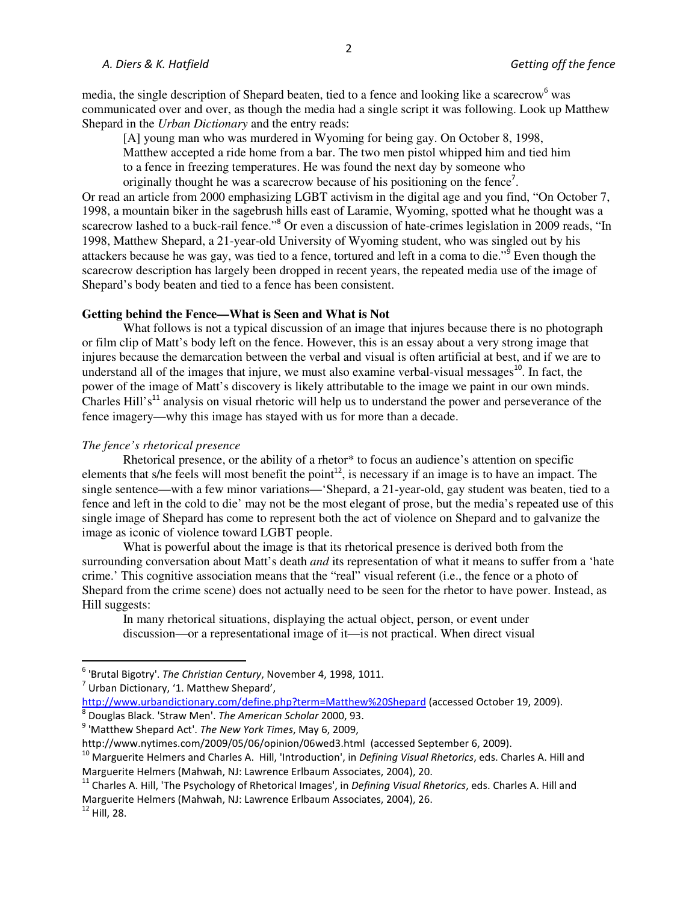media, the single description of Shepard beaten, tied to a fence and looking like a scarecrow[6] was communicated over and over, as though the media had a single script it was following. Look up Matthew Shepard in the *Urban Dictionary* and the entry reads:

> [A] young man who was murdered in Wyoming for being gay. On October 8, 1998, Matthew accepted a ride home from a bar. The two men pistol whipped him and tied him to a fence in freezing temperatures. He was found the next day by someone who originally thought he was a scarecrow because of his positioning on the fence[7].

Or read an article from 2000 emphasizing LGBT activism in the digital age and you find, "On October 7, 1998, a mountain biker in the sagebrush hills east of Laramie, Wyoming, spotted what he thought was a scarecrow lashed to a buck-rail fence."[8] Or even a discussion of hate-crimes legislation in 2009 reads, "In 1998, Matthew Shepard, a 21-year-old University of Wyoming student, who was singled out by his attackers because he was gay, was tied to a fence, tortured and left in a coma to die."[9] Even though the scarecrow description has largely been dropped in recent years, the repeated media use of the image of Shepard's body beaten and tied to a fence has been consistent.

**Getting behind the Fence—What is Seen and What is Not**

What follows is not a typical discussion of an image that injures because there is no photograph or film clip of Matt's body left on the fence. However, this is an essay about a very strong image that injures because the demarcation between the verbal and visual is often artificial at best, and if we are to understand all of the images that injure, we must also examine verbal-visual messages[10]. In fact, the power of the image of Matt's discovery is likely attributable to the image we paint in our own minds. Charles Hill's[11] analysis on visual rhetoric will help us to understand the power and perseverance of the fence imagery—why this image has stayed with us for more than a decade.

*The fence's rhetorical presence*

Rhetorical presence, or the ability of a rhetor* to focus an audience's attention on specific elements that s/he feels will most benefit the point[12], is necessary if an image is to have an impact. The single sentence—with a few minor variations—'Shepard, a 21-year-old, gay student was beaten, tied to a fence and left in the cold to die' may not be the most elegant of prose, but the media's repeated use of this single image of Shepard has come to represent both the act of violence on Shepard and to galvanize the image as iconic of violence toward LGBT people.

What is powerful about the image is that its rhetorical presence is derived both from the surrounding conversation about Matt's death *and* its representation of what it means to suffer from a 'hate crime.' This cognitive association means that the "real" visual referent (i.e., the fence or a photo of Shepard from the crime scene) does not actually need to be seen for the rhetor to have power. Instead, as Hill suggests:

> In many rhetorical situations, displaying the actual object, person, or event under discussion—or a representational image of it—is not practical. When direct visual

---

[6] 'Brutal Bigotry'. *The Christian Century*, November 4, 1998, 1011.

[7] Urban Dictionary, '1. Matthew Shepard', http://www.urbandictionary.com/define.php?term=Matthew%20Shepard (accessed October 19, 2009).

[8] Douglas Black. 'Straw Men'. *The American Scholar* 2000, 93.

[9] 'Matthew Shepard Act'. *The New York Times*, May 6, 2009, http://www.nytimes.com/2009/05/06/opinion/06wed3.html (accessed September 6, 2009).

[10] Marguerite Helmers and Charles A. Hill, 'Introduction', in *Defining Visual Rhetorics*, eds. Charles A. Hill and Marguerite Helmers (Mahwah, NJ: Lawrence Erlbaum Associates, 2004), 20.

[11] Charles A. Hill, 'The Psychology of Rhetorical Images', in *Defining Visual Rhetorics*, eds. Charles A. Hill and Marguerite Helmers (Mahwah, NJ: Lawrence Erlbaum Associates, 2004), 26.

[12] Hill, 28.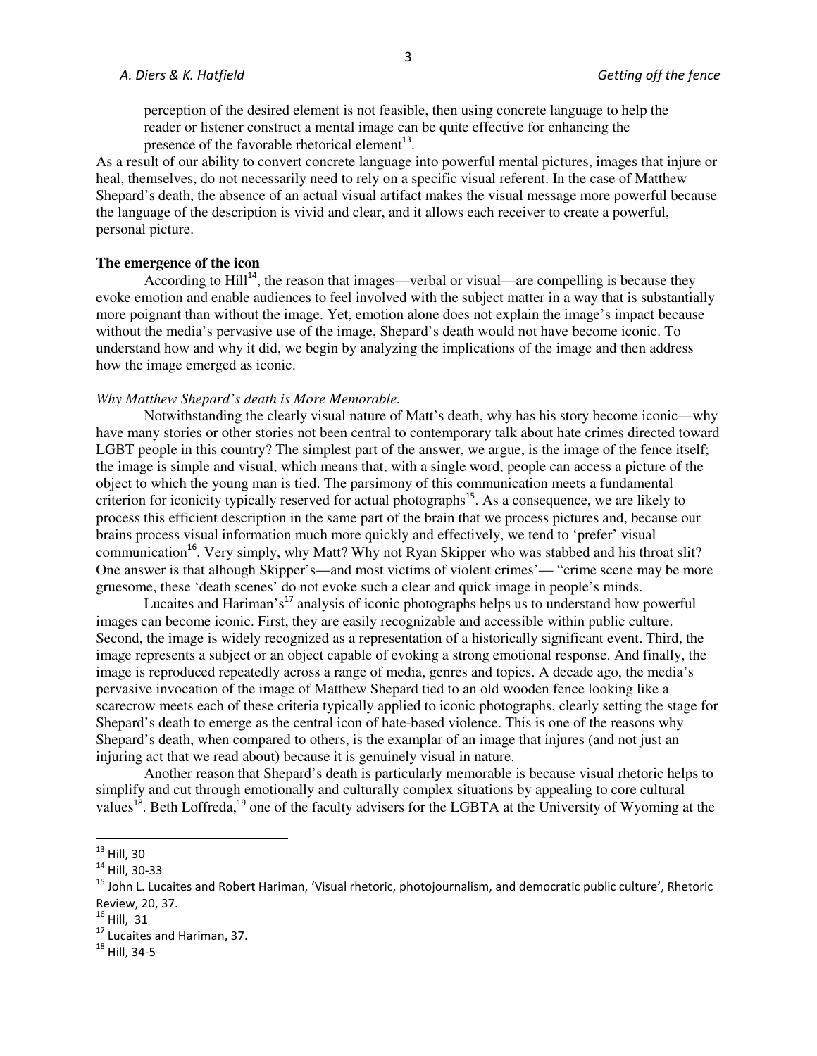> perception of the desired element is not feasible, then using concrete language to help the reader or listener construct a mental image can be quite effective for enhancing the presence of the favorable rhetorical element[13].

As a result of our ability to convert concrete language into powerful mental pictures, images that injure or heal, themselves, do not necessarily need to rely on a specific visual referent. In the case of Matthew Shepard's death, the absence of an actual visual artifact makes the visual message more powerful because the language of the description is vivid and clear, and it allows each receiver to create a powerful, personal picture.

**The emergence of the icon**

According to Hill[14], the reason that images—verbal or visual—are compelling is because they evoke emotion and enable audiences to feel involved with the subject matter in a way that is substantially more poignant than without the image. Yet, emotion alone does not explain the image's impact because without the media's pervasive use of the image, Shepard's death would not have become iconic. To understand how and why it did, we begin by analyzing the implications of the image and then address how the image emerged as iconic.

*Why Matthew Shepard's death is More Memorable.*

Notwithstanding the clearly visual nature of Matt's death, why has his story become iconic—why have many stories or other stories not been central to contemporary talk about hate crimes directed toward LGBT people in this country? The simplest part of the answer, we argue, is the image of the fence itself; the image is simple and visual, which means that, with a single word, people can access a picture of the object to which the young man is tied. The parsimony of this communication meets a fundamental criterion for iconicity typically reserved for actual photographs[15]. As a consequence, we are likely to process this efficient description in the same part of the brain that we process pictures and, because our brains process visual information much more quickly and effectively, we tend to 'prefer' visual communication[16]. Very simply, why Matt? Why not Ryan Skipper who was stabbed and his throat slit? One answer is that alhough Skipper's—and most victims of violent crimes'— "crime scene may be more gruesome, these 'death scenes' do not evoke such a clear and quick image in people's minds.

Lucaites and Hariman's[17] analysis of iconic photographs helps us to understand how powerful images can become iconic. First, they are easily recognizable and accessible within public culture. Second, the image is widely recognized as a representation of a historically significant event. Third, the image represents a subject or an object capable of evoking a strong emotional response. And finally, the image is reproduced repeatedly across a range of media, genres and topics. A decade ago, the media's pervasive invocation of the image of Matthew Shepard tied to an old wooden fence looking like a scarecrow meets each of these criteria typically applied to iconic photographs, clearly setting the stage for Shepard's death to emerge as the central icon of hate-based violence. This is one of the reasons why Shepard's death, when compared to others, is the examplar of an image that injures (and not just an injuring act that we read about) because it is genuinely visual in nature.

Another reason that Shepard's death is particularly memorable is because visual rhetoric helps to simplify and cut through emotionally and culturally complex situations by appealing to core cultural values[18]. Beth Loffreda,[19] one of the faculty advisers for the LGBTA at the University of Wyoming at the

---

[13] Hill, 30

[14] Hill, 30-33

[15] John L. Lucaites and Robert Hariman, 'Visual rhetoric, photojournalism, and democratic public culture', Rhetoric Review, 20, 37.

[16] Hill, 31

[17] Lucaites and Hariman, 37.

[18] Hill, 34-5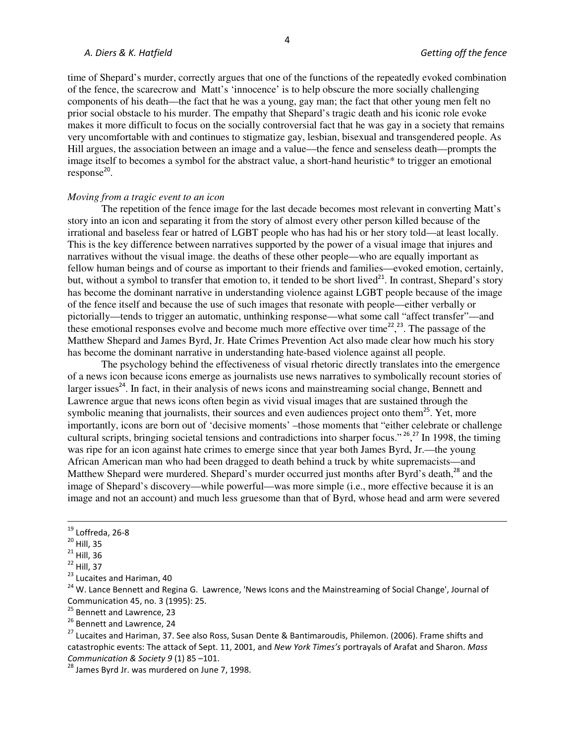time of Shepard's murder, correctly argues that one of the functions of the repeatedly evoked combination of the fence, the scarecrow and Matt's 'innocence' is to help obscure the more socially challenging components of his death—the fact that he was a young, gay man; the fact that other young men felt no prior social obstacle to his murder. The empathy that Shepard's tragic death and his iconic role evoke makes it more difficult to focus on the socially controversial fact that he was gay in a society that remains very uncomfortable with and continues to stigmatize gay, lesbian, bisexual and transgendered people. As Hill argues, the association between an image and a value—the fence and senseless death—prompts the image itself to becomes a symbol for the abstract value, a short-hand heuristic* to trigger an emotional response[20].

*Moving from a tragic event to an icon*

The repetition of the fence image for the last decade becomes most relevant in converting Matt's story into an icon and separating it from the story of almost every other person killed because of the irrational and baseless fear or hatred of LGBT people who has had his or her story told—at least locally. This is the key difference between narratives supported by the power of a visual image that injures and narratives without the visual image. the deaths of these other people—who are equally important as fellow human beings and of course as important to their friends and families—evoked emotion, certainly, but, without a symbol to transfer that emotion to, it tended to be short lived[21]. In contrast, Shepard's story has become the dominant narrative in understanding violence against LGBT people because of the image of the fence itself and because the use of such images that resonate with people—either verbally or pictorially—tends to trigger an automatic, unthinking response—what some call "affect transfer"—and these emotional responses evolve and become much more effective over time[22],[23]. The passage of the Matthew Shepard and James Byrd, Jr. Hate Crimes Prevention Act also made clear how much his story has become the dominant narrative in understanding hate-based violence against all people.

The psychology behind the effectiveness of visual rhetoric directly translates into the emergence of a news icon because icons emerge as journalists use news narratives to symbolically recount stories of larger issues[24]. In fact, in their analysis of news icons and mainstreaming social change, Bennett and Lawrence argue that news icons often begin as vivid visual images that are sustained through the symbolic meaning that journalists, their sources and even audiences project onto them[25]. Yet, more importantly, icons are born out of 'decisive moments' –those moments that "either celebrate or challenge cultural scripts, bringing societal tensions and contradictions into sharper focus." [26],[27] In 1998, the timing was ripe for an icon against hate crimes to emerge since that year both James Byrd, Jr.—the young African American man who had been dragged to death behind a truck by white supremacists—and Matthew Shepard were murdered. Shepard's murder occurred just months after Byrd's death,[28] and the image of Shepard's discovery—while powerful—was more simple (i.e., more effective because it is an image and not an account) and much less gruesome than that of Byrd, whose head and arm were severed

---

[19] Loffreda, 26-8

[20] Hill, 35

[21] Hill, 36

[22] Hill, 37

[23] Lucaites and Hariman, 40

[24] W. Lance Bennett and Regina G. Lawrence, 'News Icons and the Mainstreaming of Social Change', Journal of Communication 45, no. 3 (1995): 25.

[25] Bennett and Lawrence, 23

[26] Bennett and Lawrence, 24

[27] Lucaites and Hariman, 37. See also Ross, Susan Dente & Bantimaroudis, Philemon. (2006). Frame shifts and catastrophic events: The attack of Sept. 11, 2001, and *New York Times's* portrayals of Arafat and Sharon. *Mass Communication & Society 9* (1) 85 –101.

[28] James Byrd Jr. was murdered on June 7, 1998.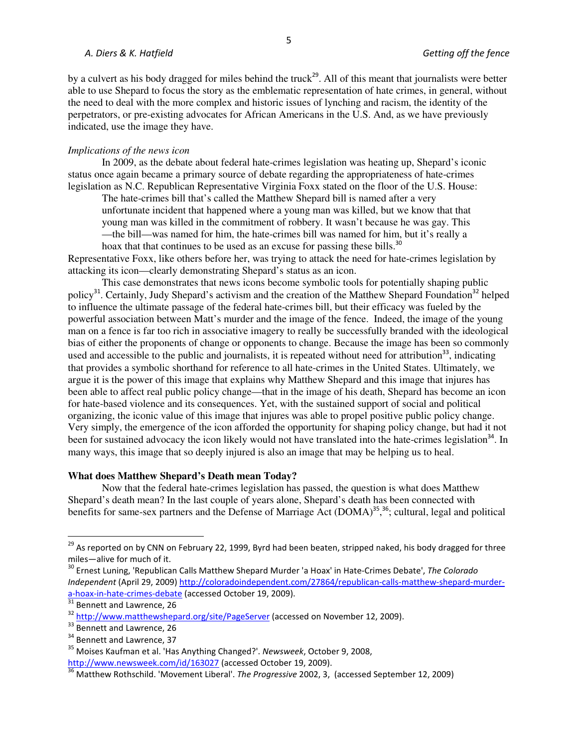by a culvert as his body dragged for miles behind the truck[29]. All of this meant that journalists were better able to use Shepard to focus the story as the emblematic representation of hate crimes, in general, without the need to deal with the more complex and historic issues of lynching and racism, the identity of the perpetrators, or pre-existing advocates for African Americans in the U.S. And, as we have previously indicated, use the image they have.

*Implications of the news icon*

In 2009, as the debate about federal hate-crimes legislation was heating up, Shepard's iconic status once again became a primary source of debate regarding the appropriateness of hate-crimes legislation as N.C. Republican Representative Virginia Foxx stated on the floor of the U.S. House:

> The hate-crimes bill that's called the Matthew Shepard bill is named after a very unfortunate incident that happened where a young man was killed, but we know that that young man was killed in the commitment of robbery. It wasn't because he was gay. This —the bill—was named for him, the hate-crimes bill was named for him, but it's really a hoax that that continues to be used as an excuse for passing these bills.[30]

Representative Foxx, like others before her, was trying to attack the need for hate-crimes legislation by attacking its icon—clearly demonstrating Shepard's status as an icon.

This case demonstrates that news icons become symbolic tools for potentially shaping public policy[31]. Certainly, Judy Shepard's activism and the creation of the Matthew Shepard Foundation[32] helped to influence the ultimate passage of the federal hate-crimes bill, but their efficacy was fueled by the powerful association between Matt's murder and the image of the fence. Indeed, the image of the young man on a fence is far too rich in associative imagery to really be successfully branded with the ideological bias of either the proponents of change or opponents to change. Because the image has been so commonly used and accessible to the public and journalists, it is repeated without need for attribution[33], indicating that provides a symbolic shorthand for reference to all hate-crimes in the United States. Ultimately, we argue it is the power of this image that explains why Matthew Shepard and this image that injures has been able to affect real public policy change—that in the image of his death, Shepard has become an icon for hate-based violence and its consequences. Yet, with the sustained support of social and political organizing, the iconic value of this image that injures was able to propel positive public policy change. Very simply, the emergence of the icon afforded the opportunity for shaping policy change, but had it not been for sustained advocacy the icon likely would not have translated into the hate-crimes legislation[34]. In many ways, this image that so deeply injured is also an image that may be helping us to heal.

**What does Matthew Shepard's Death mean Today?**

Now that the federal hate-crimes legislation has passed, the question is what does Matthew Shepard's death mean? In the last couple of years alone, Shepard's death has been connected with benefits for same-sex partners and the Defense of Marriage Act (DOMA)[35],[36]; cultural, legal and political

---

[29] As reported on by CNN on February 22, 1999, Byrd had been beaten, stripped naked, his body dragged for three miles—alive for much of it.

[30] Ernest Luning, 'Republican Calls Matthew Shepard Murder 'a Hoax' in Hate-Crimes Debate', *The Colorado Independent* (April 29, 2009) http://coloradoindependent.com/27864/republican-calls-matthew-shepard-murder-a-hoax-in-hate-crimes-debate (accessed October 19, 2009).

[31] Bennett and Lawrence, 26

[32] http://www.matthewshepard.org/site/PageServer (accessed on November 12, 2009).

[33] Bennett and Lawrence, 26

[34] Bennett and Lawrence, 37

[35] Moises Kaufman et al. 'Has Anything Changed?'. *Newsweek*, October 9, 2008, http://www.newsweek.com/id/163027 (accessed October 19, 2009).

[36] Matthew Rothschild. 'Movement Liberal'. *The Progressive* 2002, 3, (accessed September 12, 2009)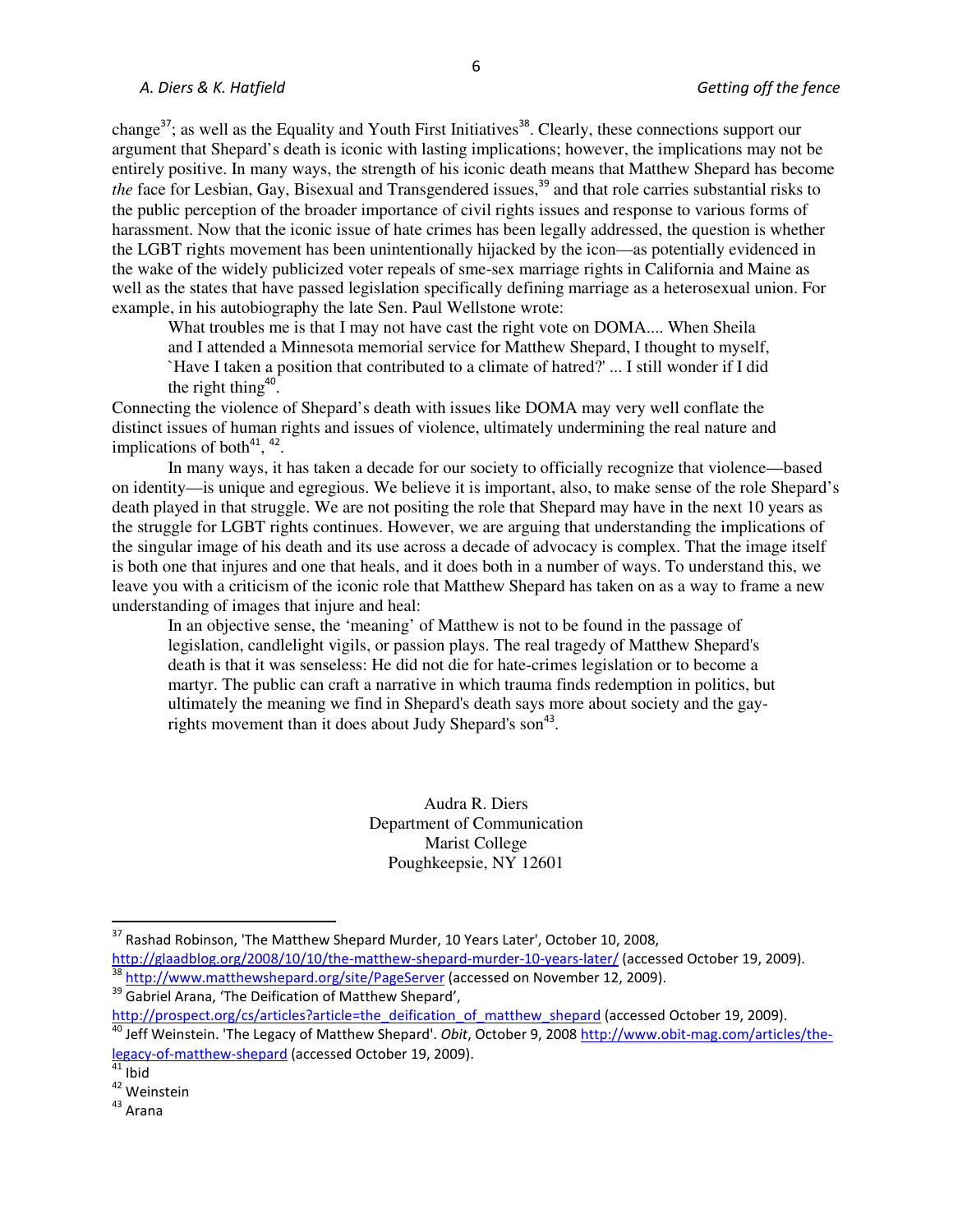change[37]; as well as the Equality and Youth First Initiatives[38]. Clearly, these connections support our argument that Shepard's death is iconic with lasting implications; however, the implications may not be entirely positive. In many ways, the strength of his iconic death means that Matthew Shepard has become *the* face for Lesbian, Gay, Bisexual and Transgendered issues,[39] and that role carries substantial risks to the public perception of the broader importance of civil rights issues and response to various forms of harassment. Now that the iconic issue of hate crimes has been legally addressed, the question is whether the LGBT rights movement has been unintentionally hijacked by the icon—as potentially evidenced in the wake of the widely publicized voter repeals of sme-sex marriage rights in California and Maine as well as the states that have passed legislation specifically defining marriage as a heterosexual union. For example, in his autobiography the late Sen. Paul Wellstone wrote:

> What troubles me is that I may not have cast the right vote on DOMA.... When Sheila and I attended a Minnesota memorial service for Matthew Shepard, I thought to myself, `Have I taken a position that contributed to a climate of hatred?' ... I still wonder if I did the right thing[40].

Connecting the violence of Shepard's death with issues like DOMA may very well conflate the distinct issues of human rights and issues of violence, ultimately undermining the real nature and implications of both[41], [42].

In many ways, it has taken a decade for our society to officially recognize that violence—based on identity—is unique and egregious. We believe it is important, also, to make sense of the role Shepard's death played in that struggle. We are not positing the role that Shepard may have in the next 10 years as the struggle for LGBT rights continues. However, we are arguing that understanding the implications of the singular image of his death and its use across a decade of advocacy is complex. That the image itself is both one that injures and one that heals, and it does both in a number of ways. To understand this, we leave you with a criticism of the iconic role that Matthew Shepard has taken on as a way to frame a new understanding of images that injure and heal:

> In an objective sense, the 'meaning' of Matthew is not to be found in the passage of legislation, candlelight vigils, or passion plays. The real tragedy of Matthew Shepard's death is that it was senseless: He did not die for hate-crimes legislation or to become a martyr. The public can craft a narrative in which trauma finds redemption in politics, but ultimately the meaning we find in Shepard's death says more about society and the gay-rights movement than it does about Judy Shepard's son[43].

Audra R. Diers
Department of Communication
Marist College
Poughkeepsie, NY 12601

---

[37] Rashad Robinson, 'The Matthew Shepard Murder, 10 Years Later', October 10, 2008, http://glaadblog.org/2008/10/10/the-matthew-shepard-murder-10-years-later/ (accessed October 19, 2009).

[38] http://www.matthewshepard.org/site/PageServer (accessed on November 12, 2009).

[39] Gabriel Arana, 'The Deification of Matthew Shepard', http://prospect.org/cs/articles?article=the_deification_of_matthew_shepard (accessed October 19, 2009).

[40] Jeff Weinstein. 'The Legacy of Matthew Shepard'. *Obit*, October 9, 2008 http://www.obit-mag.com/articles/the-legacy-of-matthew-shepard (accessed October 19, 2009).

[41] Ibid

[42] Weinstein

[43] Arana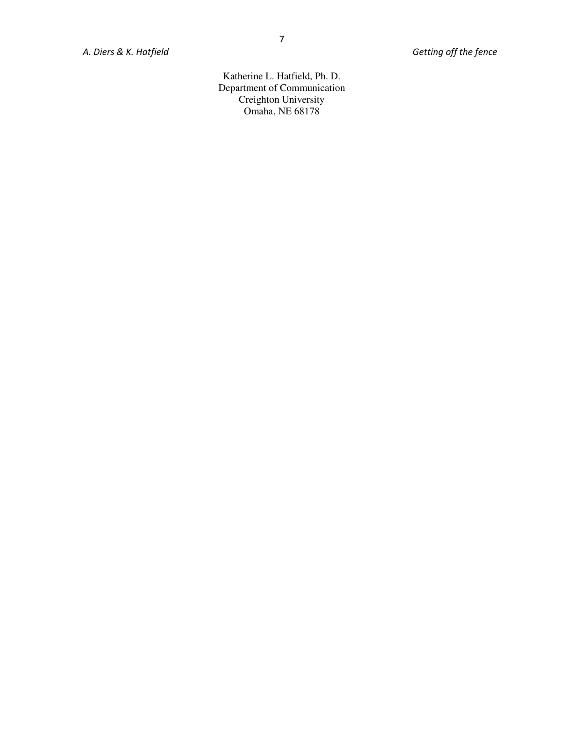Katherine L. Hatfield, Ph. D.
Department of Communication
Creighton University
Omaha, NE 68178